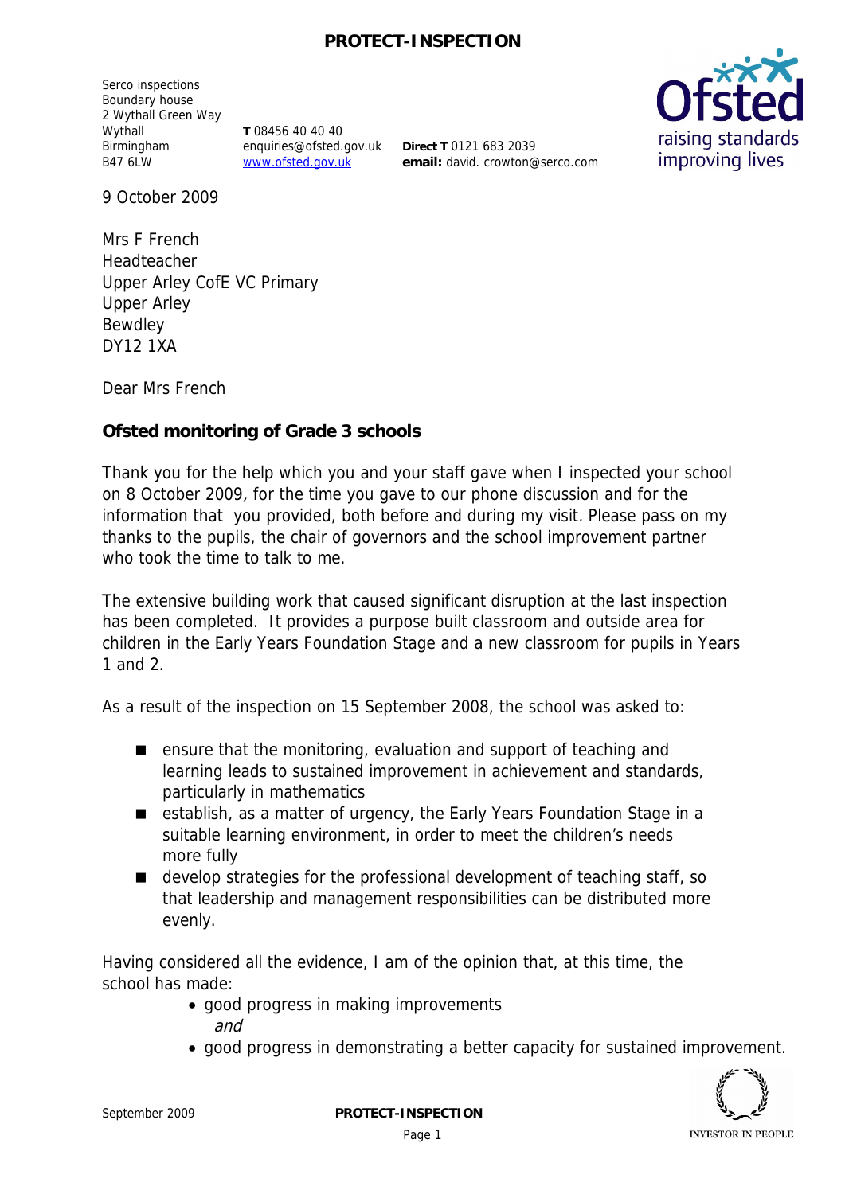Serco inspections
Boundary house
2 Wythall Green Way
Wythall
Birmingham
B47 6LW

**T** 08456 40 40 40
enquiries@ofsted.gov.uk
www.ofsted.gov.uk

**Direct T** 0121 683 2039
**email:** david. crowton@serco.com

9 October 2009

Mrs F French
Headteacher
Upper Arley CofE VC Primary
Upper Arley
Bewdley
DY12 1XA

Dear Mrs French

**Ofsted monitoring of Grade 3 schools**

Thank you for the help which you and your staff gave when I inspected your school on 8 October 2009, for the time you gave to our phone discussion and for the information that you provided, both before and during my visit. Please pass on my thanks to the pupils, the chair of governors and the school improvement partner who took the time to talk to me.

The extensive building work that caused significant disruption at the last inspection has been completed. It provides a purpose built classroom and outside area for children in the Early Years Foundation Stage and a new classroom for pupils in Years 1 and 2.

As a result of the inspection on 15 September 2008, the school was asked to:

- ensure that the monitoring, evaluation and support of teaching and learning leads to sustained improvement in achievement and standards, particularly in mathematics
- establish, as a matter of urgency, the Early Years Foundation Stage in a suitable learning environment, in order to meet the children's needs more fully
- develop strategies for the professional development of teaching staff, so that leadership and management responsibilities can be distributed more evenly.

Having considered all the evidence, I am of the opinion that, at this time, the school has made:

- good progress in making improvements
  *and*
- good progress in demonstrating a better capacity for sustained improvement.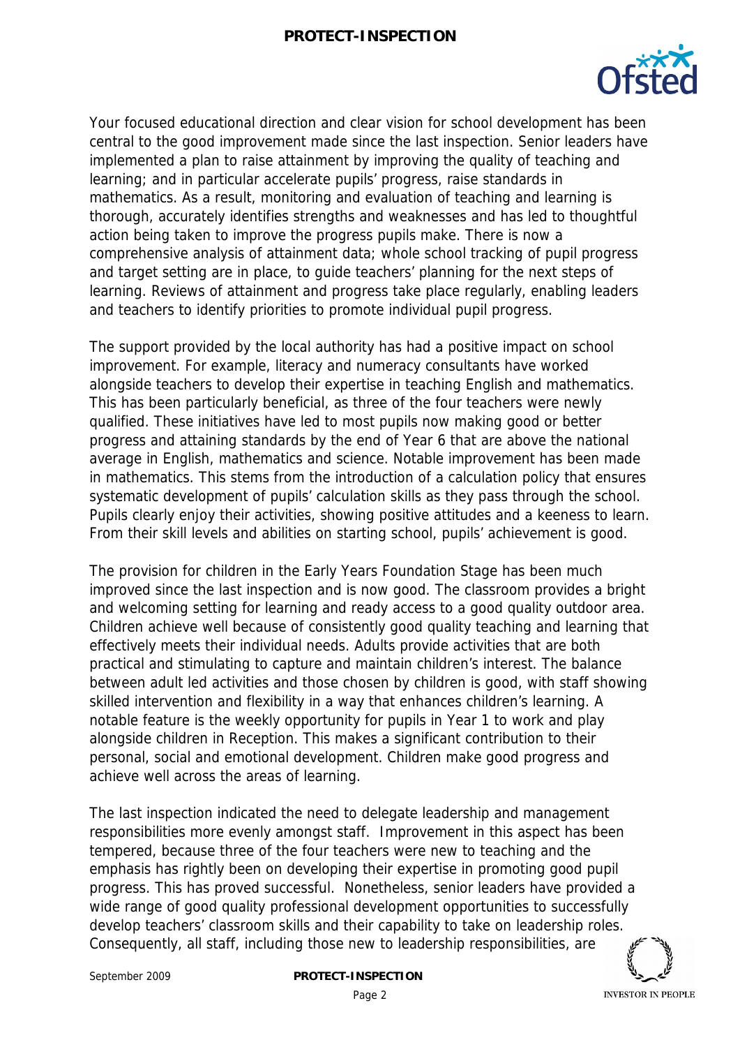Your focused educational direction and clear vision for school development has been central to the good improvement made since the last inspection. Senior leaders have implemented a plan to raise attainment by improving the quality of teaching and learning; and in particular accelerate pupils' progress, raise standards in mathematics. As a result, monitoring and evaluation of teaching and learning is thorough, accurately identifies strengths and weaknesses and has led to thoughtful action being taken to improve the progress pupils make. There is now a comprehensive analysis of attainment data; whole school tracking of pupil progress and target setting are in place, to guide teachers' planning for the next steps of learning. Reviews of attainment and progress take place regularly, enabling leaders and teachers to identify priorities to promote individual pupil progress.

The support provided by the local authority has had a positive impact on school improvement. For example, literacy and numeracy consultants have worked alongside teachers to develop their expertise in teaching English and mathematics. This has been particularly beneficial, as three of the four teachers were newly qualified. These initiatives have led to most pupils now making good or better progress and attaining standards by the end of Year 6 that are above the national average in English, mathematics and science. Notable improvement has been made in mathematics. This stems from the introduction of a calculation policy that ensures systematic development of pupils' calculation skills as they pass through the school. Pupils clearly enjoy their activities, showing positive attitudes and a keeness to learn. From their skill levels and abilities on starting school, pupils' achievement is good.

The provision for children in the Early Years Foundation Stage has been much improved since the last inspection and is now good. The classroom provides a bright and welcoming setting for learning and ready access to a good quality outdoor area. Children achieve well because of consistently good quality teaching and learning that effectively meets their individual needs. Adults provide activities that are both practical and stimulating to capture and maintain children's interest. The balance between adult led activities and those chosen by children is good, with staff showing skilled intervention and flexibility in a way that enhances children's learning. A notable feature is the weekly opportunity for pupils in Year 1 to work and play alongside children in Reception. This makes a significant contribution to their personal, social and emotional development. Children make good progress and achieve well across the areas of learning.

The last inspection indicated the need to delegate leadership and management responsibilities more evenly amongst staff. Improvement in this aspect has been tempered, because three of the four teachers were new to teaching and the emphasis has rightly been on developing their expertise in promoting good pupil progress. This has proved successful. Nonetheless, senior leaders have provided a wide range of good quality professional development opportunities to successfully develop teachers' classroom skills and their capability to take on leadership roles. Consequently, all staff, including those new to leadership responsibilities, are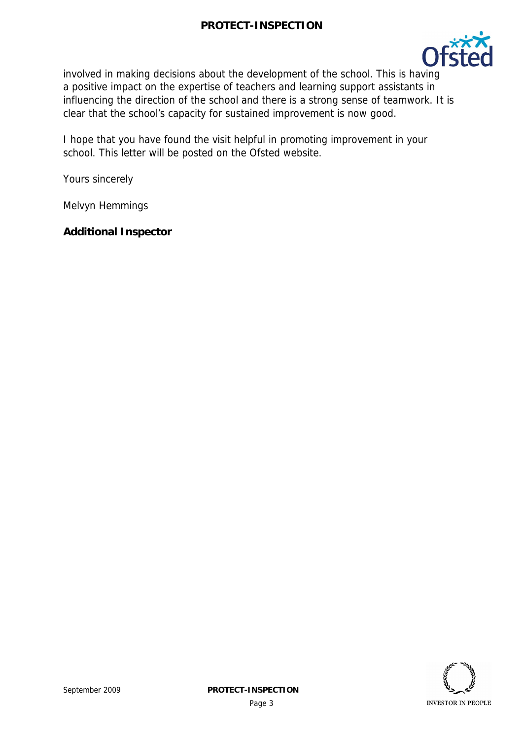involved in making decisions about the development of the school. This is having a positive impact on the expertise of teachers and learning support assistants in influencing the direction of the school and there is a strong sense of teamwork. It is clear that the school's capacity for sustained improvement is now good.

I hope that you have found the visit helpful in promoting improvement in your school. This letter will be posted on the Ofsted website.

Yours sincerely

Melvyn Hemmings

**Additional Inspector**